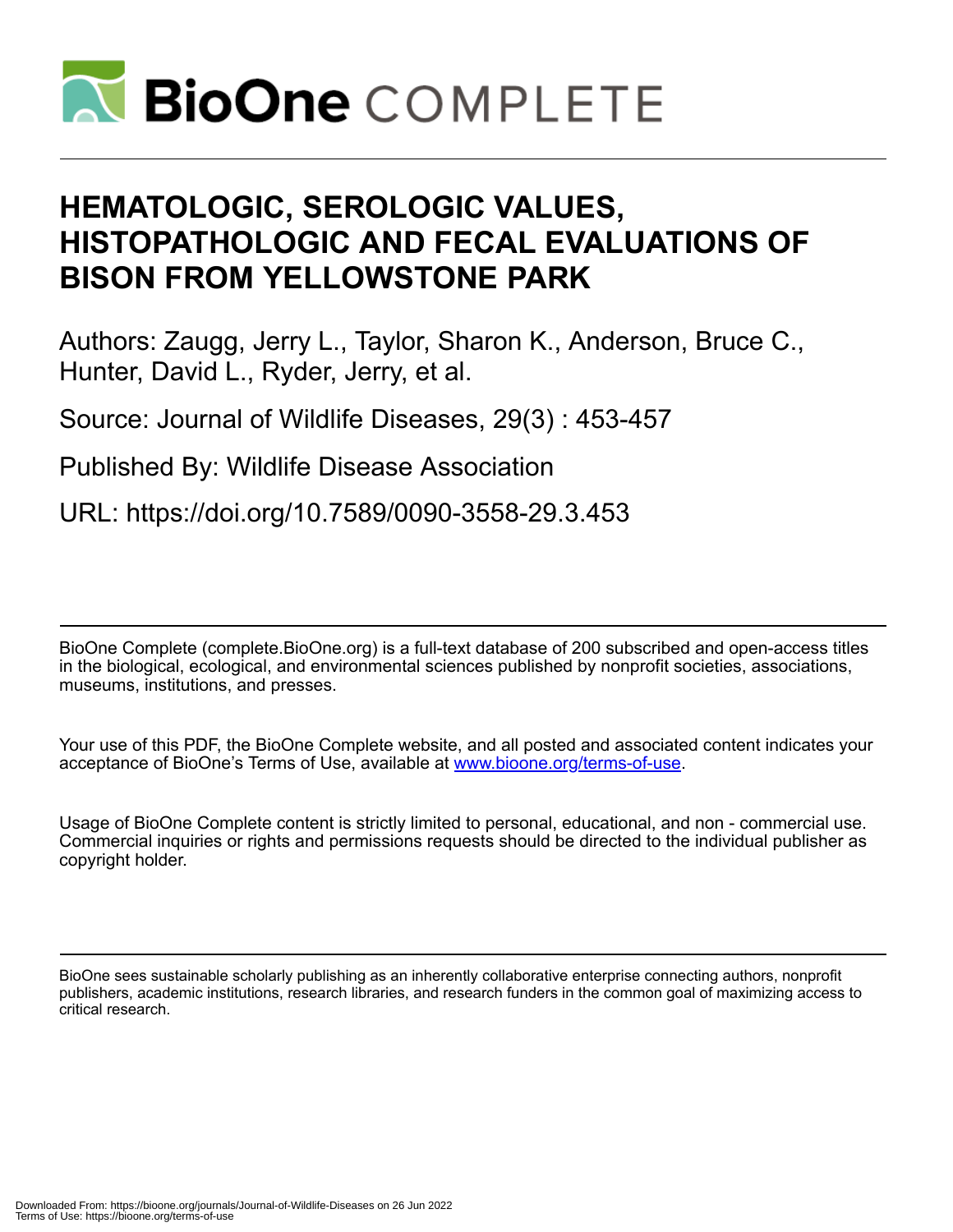# HEMATOLOGIC, SEROLOGIC VALUES, HISTOPATHOLOGIC AND FECAL EVALUATIONS OF BISON FROM YELLOWSTONE PARK

Authors: Zaugg, Jerry L., Taylor, Sharon K., Anderson, Bruce C., Hunter, David L., Ryder, Jerry, et al.

Source: Journal of Wildlife Diseases, 29(3) : 453-457

Published By: Wildlife Disease Association

URL: https://doi.org/10.7589/0090-3558-29.3.453

BioOne Complete (complete.BioOne.org) is a full-text database of 200 subscribed and open-access titles in the biological, ecological, and environmental sciences published by nonprofit societies, associations, museums, institutions, and presses.

Your use of this PDF, the BioOne Complete website, and all posted and associated content indicates your acceptance of BioOne's Terms of Use, available at www.bioone.org/terms-of-use.

Usage of BioOne Complete content is strictly limited to personal, educational, and non - commercial use. Commercial inquiries or rights and permissions requests should be directed to the individual publisher as copyright holder.

BioOne sees sustainable scholarly publishing as an inherently collaborative enterprise connecting authors, nonprofit publishers, academic institutions, research libraries, and research funders in the common goal of maximizing access to critical research.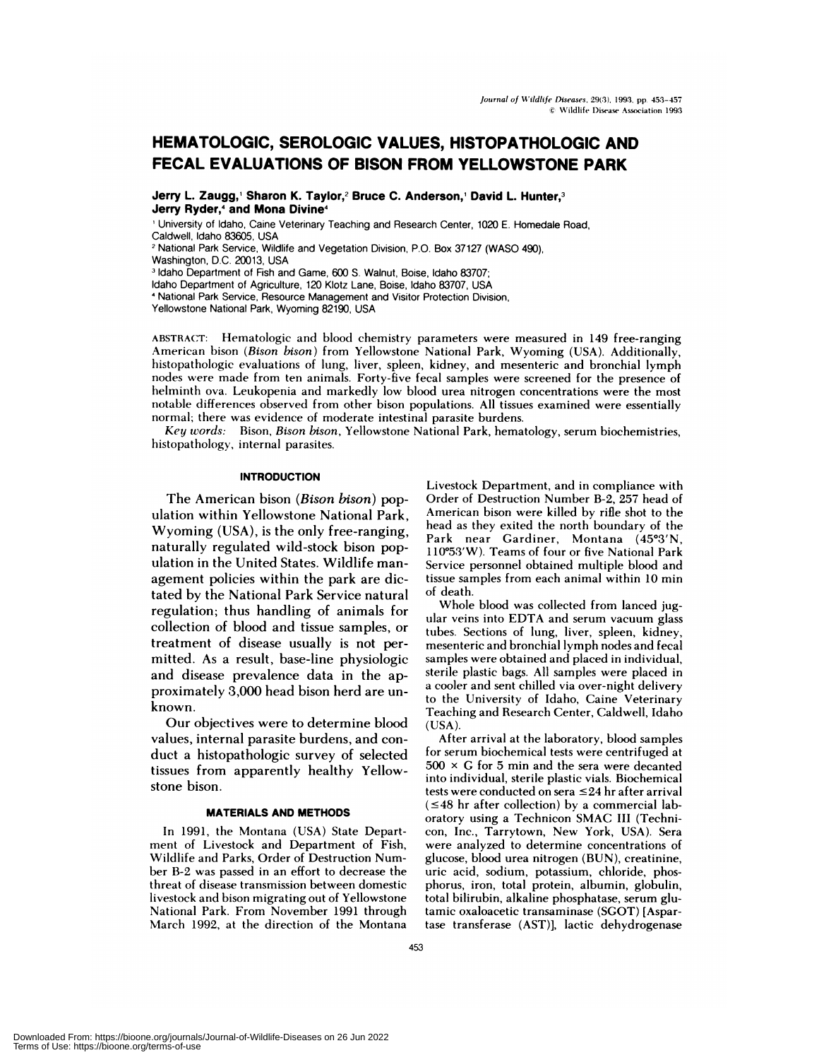# HEMATOLOGIC, SEROLOGIC VALUES, HISTOPATHOLOGIC AND FECAL EVALUATIONS OF BISON FROM YELLOWSTONE PARK

**Jerry L. Zaugg,[1] Sharon K. Taylor,[2] Bruce C. Anderson,[1] David L. Hunter,[3] Jerry Ryder,[4] and Mona Divine[4]**

[1] University of Idaho, Caine Veterinary Teaching and Research Center, 1020 E. Homedale Road, Caldwell, Idaho 83605, USA
[2] National Park Service, Wildlife and Vegetation Division, P.O. Box 37127 (WASO 490), Washington, D.C. 20013, USA
[3] Idaho Department of Fish and Game, 600 S. Walnut, Boise, Idaho 83707; Idaho Department of Agriculture, 120 Klotz Lane, Boise, Idaho 83707, USA
[4] National Park Service, Resource Management and Visitor Protection Division, Yellowstone National Park, Wyoming 82190, USA

ABSTRACT: Hematologic and blood chemistry parameters were measured in 149 free-ranging American bison (*Bison bison*) from Yellowstone National Park, Wyoming (USA). Additionally, histopathologic evaluations of lung, liver, spleen, kidney, and mesenteric and bronchial lymph nodes were made from ten animals. Forty-five fecal samples were screened for the presence of helminth ova. Leukopenia and markedly low blood urea nitrogen concentrations were the most notable differences observed from other bison populations. All tissues examined were essentially normal; there was evidence of moderate intestinal parasite burdens.

*Key words:* Bison, *Bison bison*, Yellowstone National Park, hematology, serum biochemistries, histopathology, internal parasites.

## INTRODUCTION

The American bison (*Bison bison*) population within Yellowstone National Park, Wyoming (USA), is the only free-ranging, naturally regulated wild-stock bison population in the United States. Wildlife management policies within the park are dictated by the National Park Service natural regulation; thus handling of animals for collection of blood and tissue samples, or treatment of disease usually is not permitted. As a result, base-line physiologic and disease prevalence data in the approximately 3,000 head bison herd are unknown.

Our objectives were to determine blood values, internal parasite burdens, and conduct a histopathologic survey of selected tissues from apparently healthy Yellowstone bison.

## MATERIALS AND METHODS

In 1991, the Montana (USA) State Department of Livestock and Department of Fish, Wildlife and Parks, Order of Destruction Number B-2 was passed in an effort to decrease the threat of disease transmission between domestic livestock and bison migrating out of Yellowstone National Park. From November 1991 through March 1992, at the direction of the Montana Livestock Department, and in compliance with Order of Destruction Number B-2, 257 head of American bison were killed by rifle shot to the head as they exited the north boundary of the Park near Gardiner, Montana (45°3′N, 110°53′W). Teams of four or five National Park Service personnel obtained multiple blood and tissue samples from each animal within 10 min of death.

Whole blood was collected from lanced jugular veins into EDTA and serum vacuum glass tubes. Sections of lung, liver, spleen, kidney, mesenteric and bronchial lymph nodes and fecal samples were obtained and placed in individual, sterile plastic bags. All samples were placed in a cooler and sent chilled via over-night delivery to the University of Idaho, Caine Veterinary Teaching and Research Center, Caldwell, Idaho (USA).

After arrival at the laboratory, blood samples for serum biochemical tests were centrifuged at $500 \times G$ for 5 min and the sera were decanted into individual, sterile plastic vials. Biochemical tests were conducted on sera $\leq$24 hr after arrival ($\leq$48 hr after collection) by a commercial laboratory using a Technicon SMAC III (Technicon, Inc., Tarrytown, New York, USA). Sera were analyzed to determine concentrations of glucose, blood urea nitrogen (BUN), creatinine, uric acid, sodium, potassium, chloride, phosphorus, iron, total protein, albumin, globulin, total bilirubin, alkaline phosphatase, serum glutamic oxaloacetic transaminase (SGOT) [Aspartase transferase (AST)], lactic dehydrogenase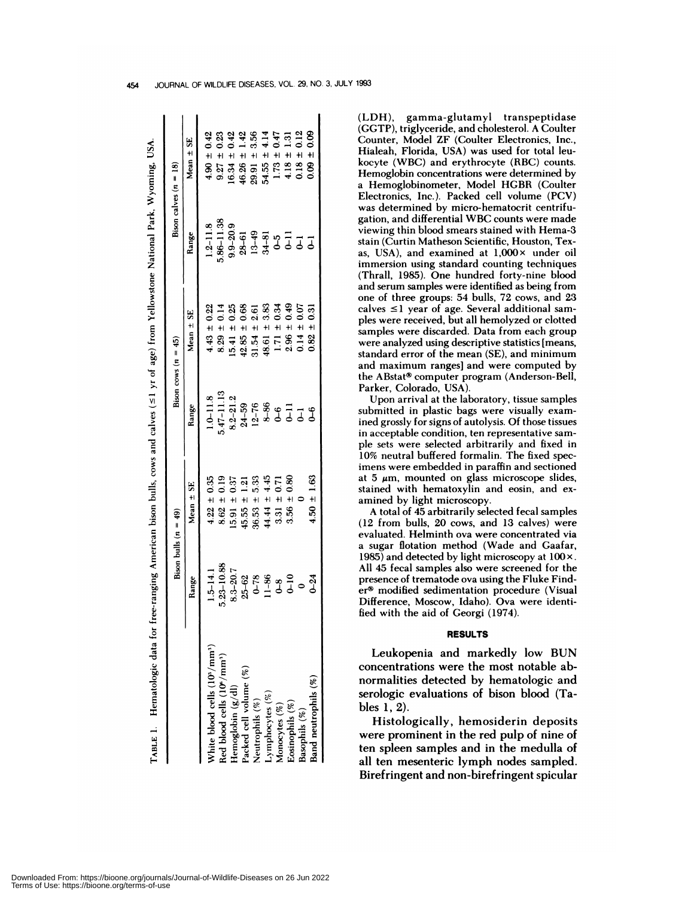TABLE 1. Hematologic data for free-ranging American bison bulls, cows and calves (≤1 yr of age) from Yellowstone National Park, Wyoming, USA.

| | Bison bulls ($n$ = 49) | | Bison cows ($n$ = 45) | | Bison calves ($n$ = 18) | |
|---|---|---|---|---|---|---|
| | Range | Mean ± SE | Range | Mean ± SE | Range | Mean ± SE |
| White blood cells ($10^3$/mm$^3$) | 1.5–14.1 | 4.22 ± 0.35 | 1.0–11.8 | 4.43 ± 0.22 | 1.2–11.8 | 4.90 ± 0.42 |
| Red blood cells ($10^6$/mm$^3$) | 5.23–10.88 | 8.62 ± 0.19 | 5.47–11.13 | 8.29 ± 0.14 | 5.86–11.38 | 9.27 ± 0.23 |
| Hemoglobin (g/dl) | 8.3–20.7 | 15.91 ± 0.37 | 8.2–21.2 | 15.41 ± 0.25 | 9.9–20.9 | 16.34 ± 0.42 |
| Packed cell volume (%) | 25–62 | 45.55 ± 1.21 | 24–59 | 42.85 ± 0.68 | 28–61 | 46.26 ± 1.42 |
| Neutrophils (%) | 0–78 | 36.53 ± 5.33 | 12–76 | 31.54 ± 2.61 | 13–49 | 29.91 ± 3.56 |
| Lymphocytes (%) | 11–86 | 44.44 ± 4.45 | 8–86 | 48.61 ± 3.83 | 34–81 | 54.55 ± 4.14 |
| Monocytes (%) | 0–8 | 3.31 ± 0.71 | 0–6 | 1.71 ± 0.34 | 0–5 | 1.73 ± 0.47 |
| Eosinophils (%) | 0–10 | 3.56 ± 0.80 | 0–11 | 2.96 ± 0.49 | 0–11 | 4.18 ± 1.31 |
| Basophils (%) | 0 | 0 | 0–1 | 0.14 ± 0.07 | 0–1 | 0.18 ± 0.12 |
| Band neutrophils (%) | 0–24 | 4.50 ± 1.63 | 0–6 | 0.82 ± 0.31 | 0–1 | 0.09 ± 0.09 |

(LDH), gamma-glutamyl transpeptidase (GGTP), triglyceride, and cholesterol. A Coulter Counter, Model ZF (Coulter Electronics, Inc., Hialeah, Florida, USA) was used for total leukocyte (WBC) and erythrocyte (RBC) counts. Hemoglobin concentrations were determined by a Hemoglobinometer, Model HGBR (Coulter Electronics, Inc.). Packed cell volume (PCV) was determined by micro-hematocrit centrifugation, and differential WBC counts were made viewing thin blood smears stained with Hema-3 stain (Curtin Matheson Scientific, Houston, Texas, USA), and examined at 1,000× under oil immersion using standard counting techniques (Thrall, 1985). One hundred forty-nine blood and serum samples were identified as being from one of three groups: 54 bulls, 72 cows, and 23 calves ≤1 year of age. Several additional samples were received, but all hemolyzed or clotted samples were discarded. Data from each group were analyzed using descriptive statistics [means, standard error of the mean (SE), and minimum and maximum ranges] and were computed by the ABstat® computer program (Anderson-Bell, Parker, Colorado, USA).

Upon arrival at the laboratory, tissue samples submitted in plastic bags were visually examined grossly for signs of autolysis. Of those tissues in acceptable condition, ten representative sample sets were selected arbitrarily and fixed in 10% neutral buffered formalin. The fixed specimens were embedded in paraffin and sectioned at 5 µm, mounted on glass microscope slides, stained with hematoxylin and eosin, and examined by light microscopy.

A total of 45 arbitrarily selected fecal samples (12 from bulls, 20 cows, and 13 calves) were evaluated. Helminth ova were concentrated via a sugar flotation method (Wade and Gaafar, 1985) and detected by light microscopy at 100×. All 45 fecal samples also were screened for the presence of trematode ova using the Fluke Finder® modified sedimentation procedure (Visual Difference, Moscow, Idaho). Ova were identified with the aid of Georgi (1974).

## RESULTS

Leukopenia and markedly low BUN concentrations were the most notable abnormalities detected by hematologic and serologic evaluations of bison blood (Tables 1, 2).

Histologically, hemosiderin deposits were prominent in the red pulp of nine of ten spleen samples and in the medulla of all ten mesenteric lymph nodes sampled. Birefringent and non-birefringent spicular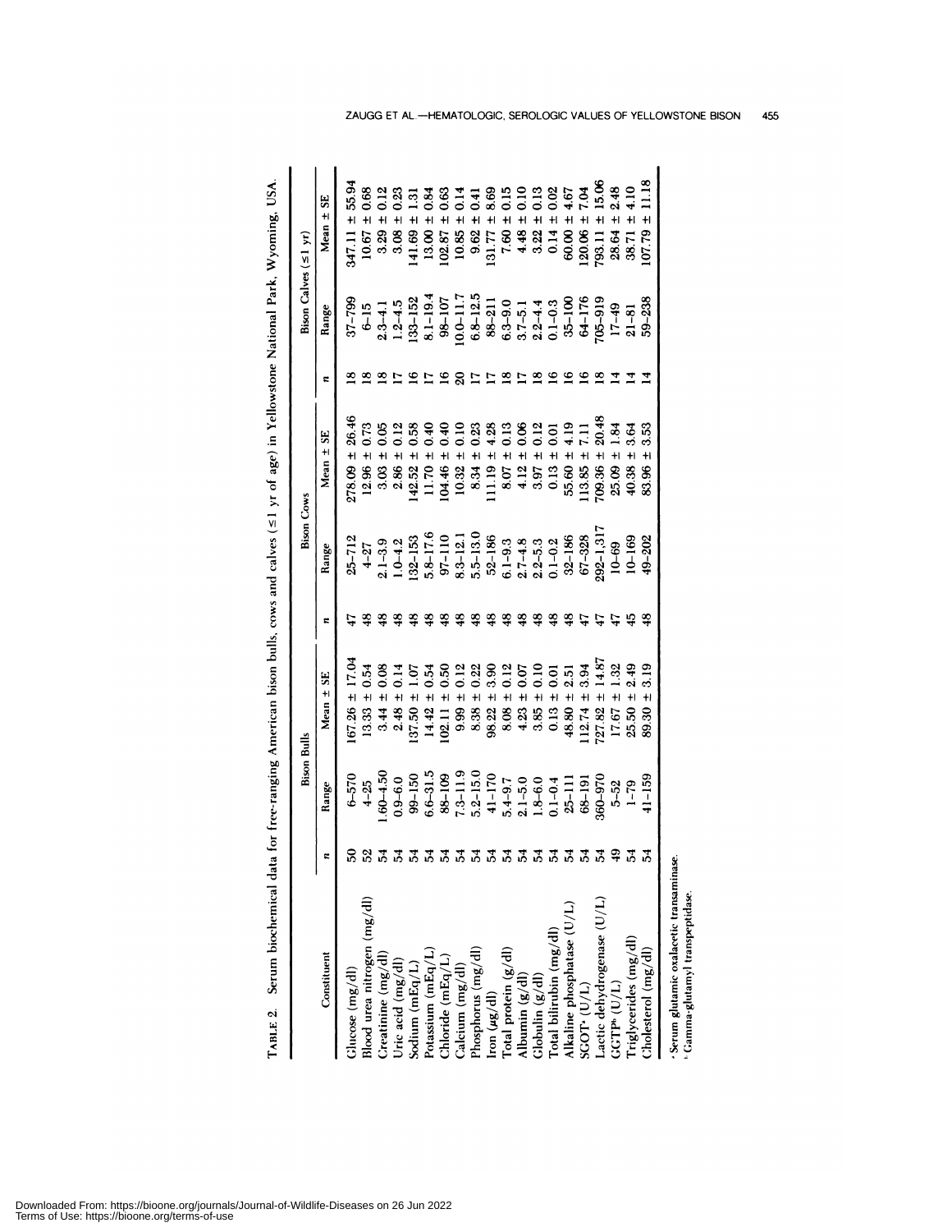TABLE 2. Serum biochemical data for free-ranging American bison bulls, cows and calves (≤1 yr of age) in Yellowstone National Park, Wyoming, USA.

| Constituent | Bison Bulls | | | Bison Cows | | | Bison Calves (≤1 yr) | | |
|---|---|---|---|---|---|---|---|---|---|
| | n | Range | Mean ± SE | n | Range | Mean ± SE | n | Range | Mean ± SE |
| Glucose (mg/dl) | 50 | 6–570 | 167.26 ± 17.04 | 47 | 25–712 | 278.09 ± 26.46 | 18 | 37–799 | 347.11 ± 55.94 |
| Blood urea nitrogen (mg/dl) | 52 | 4–25 | 13.33 ± 0.54 | 48 | 4–27 | 12.96 ± 0.73 | 18 | 6–15 | 10.67 ± 0.68 |
| Creatinine (mg/dl) | 54 | 1.60–4.50 | 3.44 ± 0.08 | 48 | 2.1–3.9 | 3.03 ± 0.05 | 18 | 2.3–4.1 | 3.29 ± 0.12 |
| Uric acid (mg/dl) | 54 | 0.9–6.0 | 2.48 ± 0.14 | 48 | 1.0–4.2 | 2.86 ± 0.12 | 17 | 1.2–4.5 | 3.08 ± 0.23 |
| Sodium (mEq/L) | 54 | 99–150 | 137.50 ± 1.07 | 48 | 132–153 | 142.52 ± 0.58 | 16 | 133–152 | 141.69 ± 1.31 |
| Potassium (mEq/L) | 54 | 6.6–31.5 | 14.42 ± 0.54 | 48 | 5.8–17.6 | 11.70 ± 0.40 | 17 | 8.1–19.4 | 13.00 ± 0.84 |
| Chloride (mEq/L) | 54 | 88–109 | 102.11 ± 0.50 | 48 | 97–110 | 104.46 ± 0.40 | 16 | 98–107 | 102.87 ± 0.63 |
| Calcium (mg/dl) | 54 | 7.3–11.9 | 9.99 ± 0.12 | 48 | 8.3–12.1 | 10.32 ± 0.10 | 20 | 10.0–11.7 | 10.85 ± 0.14 |
| Phosphorus (mg/dl) | 54 | 5.2–15.0 | 8.38 ± 0.22 | 48 | 5.5–13.0 | 8.34 ± 0.23 | 17 | 6.8–12.5 | 9.62 ± 0.41 |
| Iron (μg/dl) | 54 | 41–170 | 98.22 ± 3.90 | 48 | 52–186 | 111.19 ± 4.28 | 17 | 88–211 | 131.77 ± 8.69 |
| Total protein (g/dl) | 54 | 5.4–9.7 | 8.08 ± 0.12 | 48 | 6.1–9.3 | 8.07 ± 0.13 | 18 | 6.3–9.0 | 7.60 ± 0.15 |
| Albumin (g/dl) | 54 | 2.1–5.0 | 4.23 ± 0.07 | 48 | 2.7–4.8 | 4.12 ± 0.06 | 17 | 3.7–5.1 | 4.48 ± 0.10 |
| Globulin (g/dl) | 54 | 1.8–6.0 | 3.85 ± 0.10 | 48 | 2.2–5.3 | 3.97 ± 0.12 | 18 | 2.2–4.4 | 3.22 ± 0.13 |
| Total bilirubin (mg/dl) | 54 | 0.1–0.4 | 0.13 ± 0.01 | 48 | 0.1–0.2 | 0.13 ± 0.01 | 16 | 0.1–0.3 | 0.14 ± 0.02 |
| Alkaline phosphatase (U/L) | 54 | 25–111 | 48.80 ± 2.51 | 48 | 32–186 | 55.60 ± 4.19 | 16 | 35–100 | 60.00 ± 4.67 |
| SGOT[a] (U/L) | 54 | 68–191 | 112.74 ± 3.94 | 47 | 67–328 | 113.85 ± 7.11 | 16 | 64–176 | 120.06 ± 7.04 |
| Lactic dehydrogenase (U/L) | 54 | 360–970 | 727.82 ± 14.87 | 47 | 292–1,317 | 709.36 ± 20.48 | 18 | 705–919 | 793.11 ± 15.06 |
| GGTP[b] (U/L) | 49 | 5–52 | 17.67 ± 1.32 | 47 | 10–69 | 25.09 ± 1.84 | 14 | 17–49 | 28.64 ± 2.48 |
| Triglycerides (mg/dl) | 54 | 1–79 | 25.50 ± 2.49 | 45 | 10–169 | 40.38 ± 3.64 | 14 | 21–81 | 38.71 ± 4.10 |
| Cholesterol (mg/dl) | 54 | 41–159 | 89.30 ± 3.19 | 48 | 49–202 | 83.96 ± 3.53 | 14 | 59–238 | 107.79 ± 11.18 |

[a] Serum glutamic oxalacetic transaminase.
[b] Gamma-glutamyl transpeptidase.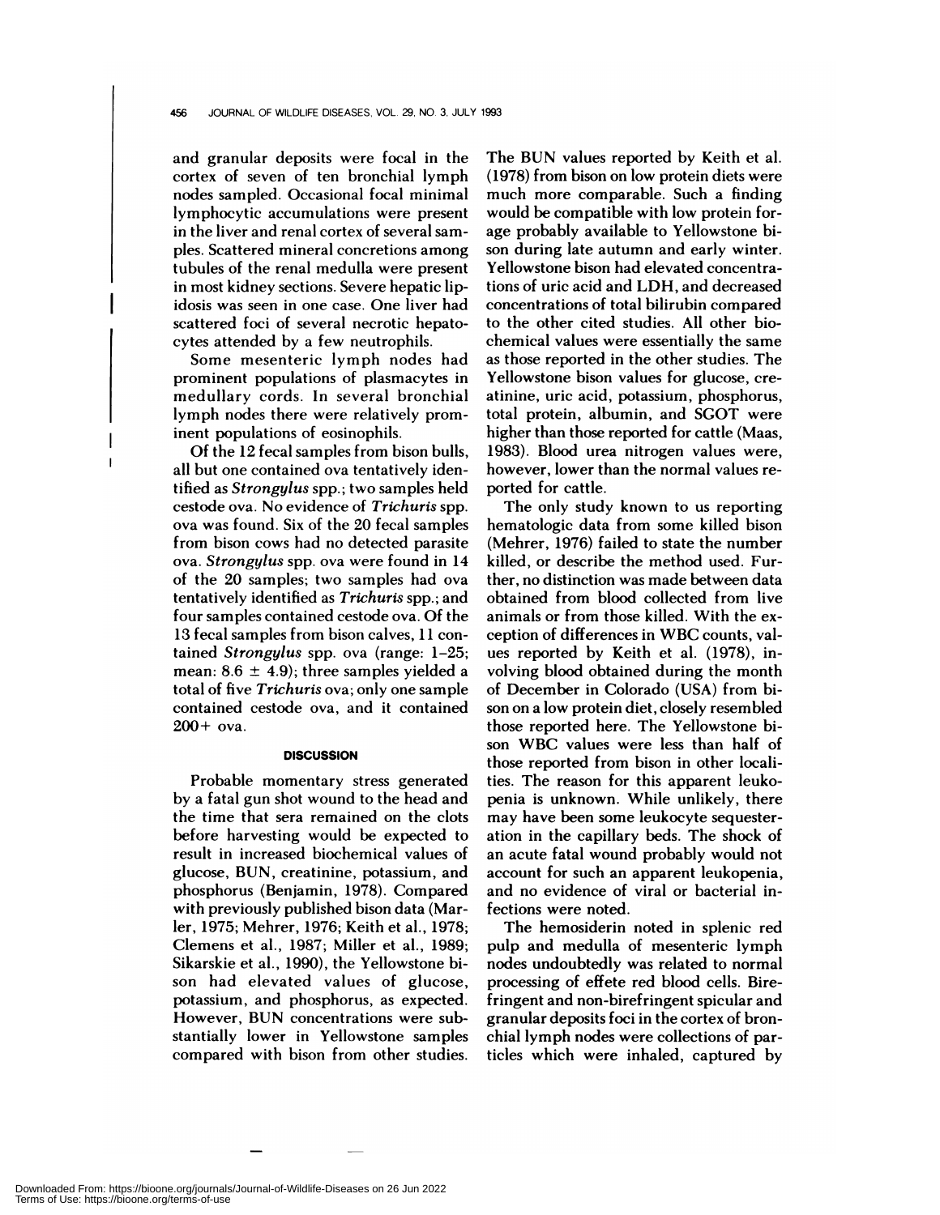and granular deposits were focal in the cortex of seven of ten bronchial lymph nodes sampled. Occasional focal minimal lymphocytic accumulations were present in the liver and renal cortex of several samples. Scattered mineral concretions among tubules of the renal medulla were present in most kidney sections. Severe hepatic lipidosis was seen in one case. One liver had scattered foci of several necrotic hepatocytes attended by a few neutrophils.

Some mesenteric lymph nodes had prominent populations of plasmacytes in medullary cords. In several bronchial lymph nodes there were relatively prominent populations of eosinophils.

Of the 12 fecal samples from bison bulls, all but one contained ova tentatively identified as *Strongylus* spp.; two samples held cestode ova. No evidence of *Trichuris* spp. ova was found. Six of the 20 fecal samples from bison cows had no detected parasite ova. *Strongylus* spp. ova were found in 14 of the 20 samples; two samples had ova tentatively identified as *Trichuris* spp.; and four samples contained cestode ova. Of the 13 fecal samples from bison calves, 11 contained *Strongylus* spp. ova (range: 1–25; mean: $8.6 \pm 4.9$); three samples yielded a total of five *Trichuris* ova; only one sample contained cestode ova, and it contained 200+ ova.

## DISCUSSION

Probable momentary stress generated by a fatal gun shot wound to the head and the time that sera remained on the clots before harvesting would be expected to result in increased biochemical values of glucose, BUN, creatinine, potassium, and phosphorus (Benjamin, 1978). Compared with previously published bison data (Marler, 1975; Mehrer, 1976; Keith et al., 1978; Clemens et al., 1987; Miller et al., 1989; Sikarskie et al., 1990), the Yellowstone bison had elevated values of glucose, potassium, and phosphorus, as expected. However, BUN concentrations were substantially lower in Yellowstone samples compared with bison from other studies. The BUN values reported by Keith et al. (1978) from bison on low protein diets were much more comparable. Such a finding would be compatible with low protein forage probably available to Yellowstone bison during late autumn and early winter. Yellowstone bison had elevated concentrations of uric acid and LDH, and decreased concentrations of total bilirubin compared to the other cited studies. All other biochemical values were essentially the same as those reported in the other studies. The Yellowstone bison values for glucose, creatinine, uric acid, potassium, phosphorus, total protein, albumin, and SGOT were higher than those reported for cattle (Maas, 1983). Blood urea nitrogen values were, however, lower than the normal values reported for cattle.

The only study known to us reporting hematologic data from some killed bison (Mehrer, 1976) failed to state the number killed, or describe the method used. Further, no distinction was made between data obtained from blood collected from live animals or from those killed. With the exception of differences in WBC counts, values reported by Keith et al. (1978), involving blood obtained during the month of December in Colorado (USA) from bison on a low protein diet, closely resembled those reported here. The Yellowstone bison WBC values were less than half of those reported from bison in other localities. The reason for this apparent leukopenia is unknown. While unlikely, there may have been some leukocyte sequesteration in the capillary beds. The shock of an acute fatal wound probably would not account for such an apparent leukopenia, and no evidence of viral or bacterial infections were noted.

The hemosiderin noted in splenic red pulp and medulla of mesenteric lymph nodes undoubtedly was related to normal processing of effete red blood cells. Birefringent and non-birefringent spicular and granular deposits foci in the cortex of bronchial lymph nodes were collections of particles which were inhaled, captured by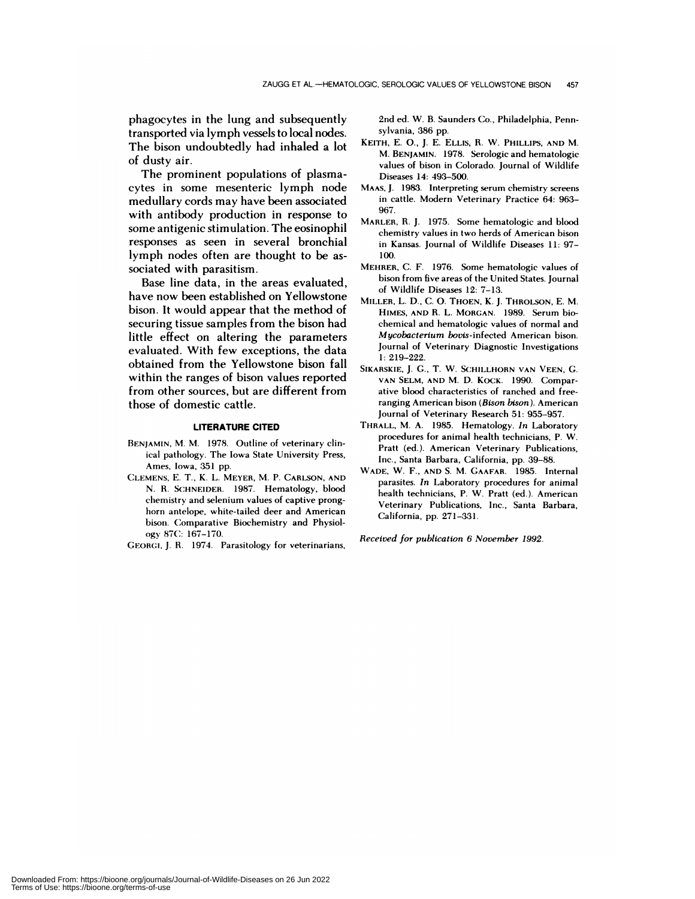phagocytes in the lung and subsequently transported via lymph vessels to local nodes. The bison undoubtedly had inhaled a lot of dusty air.

The prominent populations of plasmacytes in some mesenteric lymph node medullary cords may have been associated with antibody production in response to some antigenic stimulation. The eosinophil responses as seen in several bronchial lymph nodes often are thought to be associated with parasitism.

Base line data, in the areas evaluated, have now been established on Yellowstone bison. It would appear that the method of securing tissue samples from the bison had little effect on altering the parameters evaluated. With few exceptions, the data obtained from the Yellowstone bison fall within the ranges of bison values reported from other sources, but are different from those of domestic cattle.

## LITERATURE CITED

BENJAMIN, M. M. 1978. Outline of veterinary clinical pathology. The Iowa State University Press, Ames, Iowa, 351 pp.

CLEMENS, E. T., K. L. MEYER, M. P. CARLSON, AND N. R. SCHNEIDER. 1987. Hematology, blood chemistry and selenium values of captive pronghorn antelope, white-tailed deer and American bison. Comparative Biochemistry and Physiology 87C: 167–170.

GEORGI, J. R. 1974. Parasitology for veterinarians, 2nd ed. W. B. Saunders Co., Philadelphia, Pennsylvania, 386 pp.

KEITH, E. O., J. E. ELLIS, R. W. PHILLIPS, AND M. M. BENJAMIN. 1978. Serologic and hematologic values of bison in Colorado. Journal of Wildlife Diseases 14: 493–500.

MAAS, J. 1983. Interpreting serum chemistry screens in cattle. Modern Veterinary Practice 64: 963–967.

MARLER, R. J. 1975. Some hematologic and blood chemistry values in two herds of American bison in Kansas. Journal of Wildlife Diseases 11: 97–100.

MEHRER, C. F. 1976. Some hematologic values of bison from five areas of the United States. Journal of Wildlife Diseases 12: 7–13.

MILLER, L. D., C. O. THOEN, K. J. THROLSON, E. M. HIMES, AND R. L. MORGAN. 1989. Serum biochemical and hematologic values of normal and *Mycobacterium bovis*-infected American bison. Journal of Veterinary Diagnostic Investigations 1: 219–222.

SIKARSKIE, J. G., T. W. SCHILLHORN VAN VEEN, G. VAN SELM, AND M. D. KOCK. 1990. Comparative blood characteristics of ranched and free-ranging American bison (*Bison bison*). American Journal of Veterinary Research 51: 955–957.

THRALL, M. A. 1985. Hematology. *In* Laboratory procedures for animal health technicians, P. W. Pratt (ed.). American Veterinary Publications, Inc., Santa Barbara, California, pp. 39–88.

WADE, W. F., AND S. M. GAAFAR. 1985. Internal parasites. *In* Laboratory procedures for animal health technicians, P. W. Pratt (ed.). American Veterinary Publications, Inc., Santa Barbara, California, pp. 271–331.

*Received for publication 6 November 1992.*